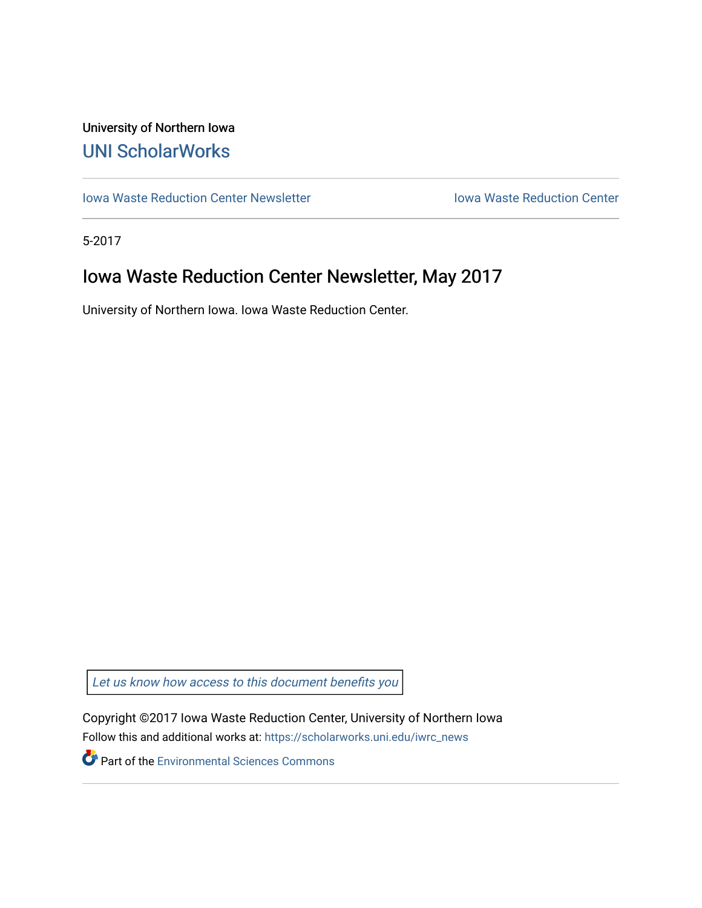University of Northern Iowa

UNI ScholarWorks

Iowa Waste Reduction Center Newsletter | Iowa Waste Reduction Center

5-2017

# Iowa Waste Reduction Center Newsletter, May 2017

University of Northern Iowa. Iowa Waste Reduction Center.

*Let us know how access to this document benefits you*

Copyright ©2017 Iowa Waste Reduction Center, University of Northern Iowa

Follow this and additional works at: https://scholarworks.uni.edu/iwrc_news

Part of the Environmental Sciences Commons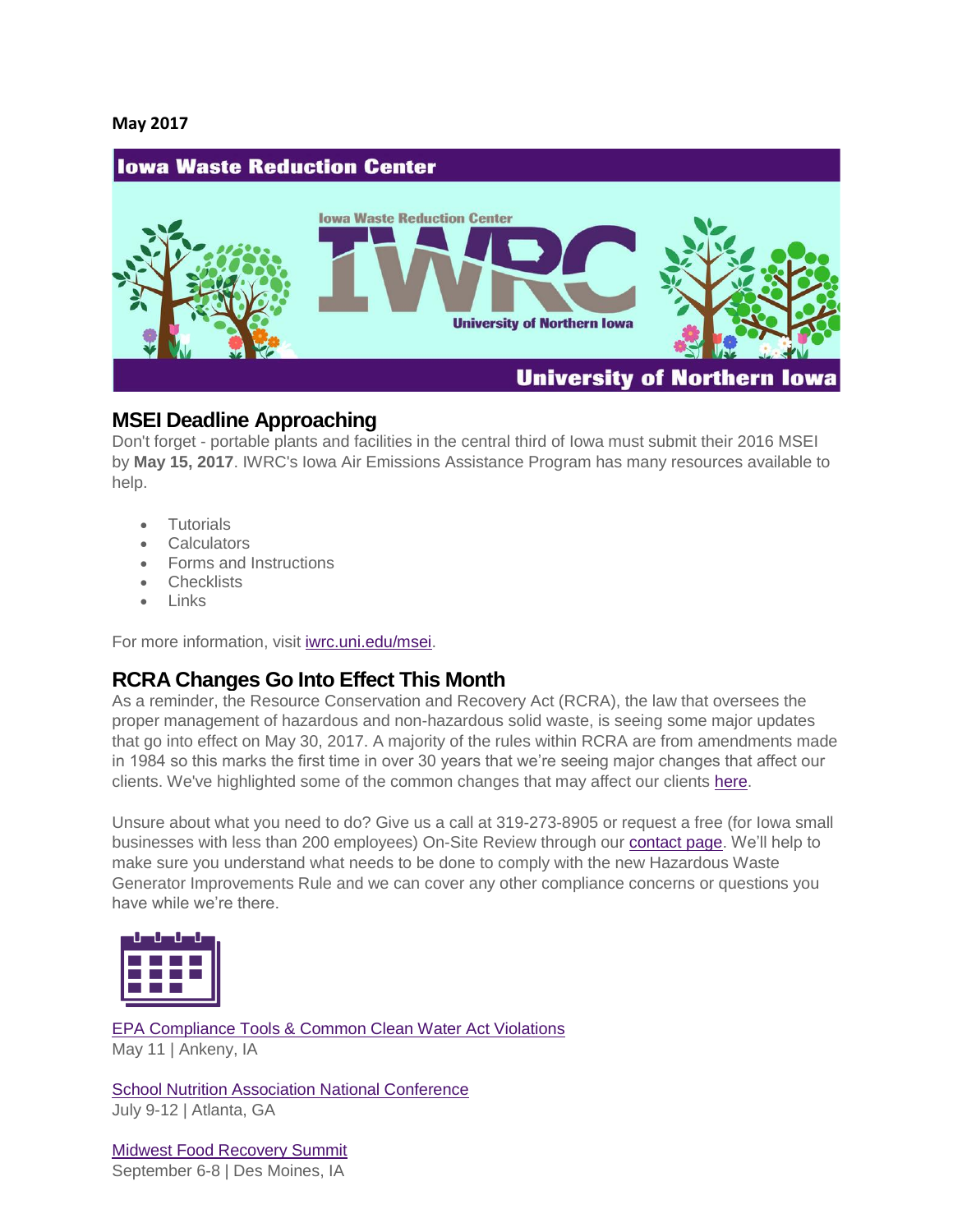**May 2017**

# Iowa Waste Reduction Center

## MSEI Deadline Approaching

Don't forget - portable plants and facilities in the central third of Iowa must submit their 2016 MSEI by **May 15, 2017**. IWRC's Iowa Air Emissions Assistance Program has many resources available to help.

- Tutorials
- Calculators
- Forms and Instructions
- Checklists
- Links

For more information, visit iwrc.uni.edu/msei.

## RCRA Changes Go Into Effect This Month

As a reminder, the Resource Conservation and Recovery Act (RCRA), the law that oversees the proper management of hazardous and non-hazardous solid waste, is seeing some major updates that go into effect on May 30, 2017. A majority of the rules within RCRA are from amendments made in 1984 so this marks the first time in over 30 years that we're seeing major changes that affect our clients. We've highlighted some of the common changes that may affect our clients here.

Unsure about what you need to do? Give us a call at 319-273-8905 or request a free (for Iowa small businesses with less than 200 employees) On-Site Review through our contact page. We'll help to make sure you understand what needs to be done to comply with the new Hazardous Waste Generator Improvements Rule and we can cover any other compliance concerns or questions you have while we're there.

EPA Compliance Tools & Common Clean Water Act Violations
May 11 | Ankeny, IA

School Nutrition Association National Conference
July 9-12 | Atlanta, GA

Midwest Food Recovery Summit
September 6-8 | Des Moines, IA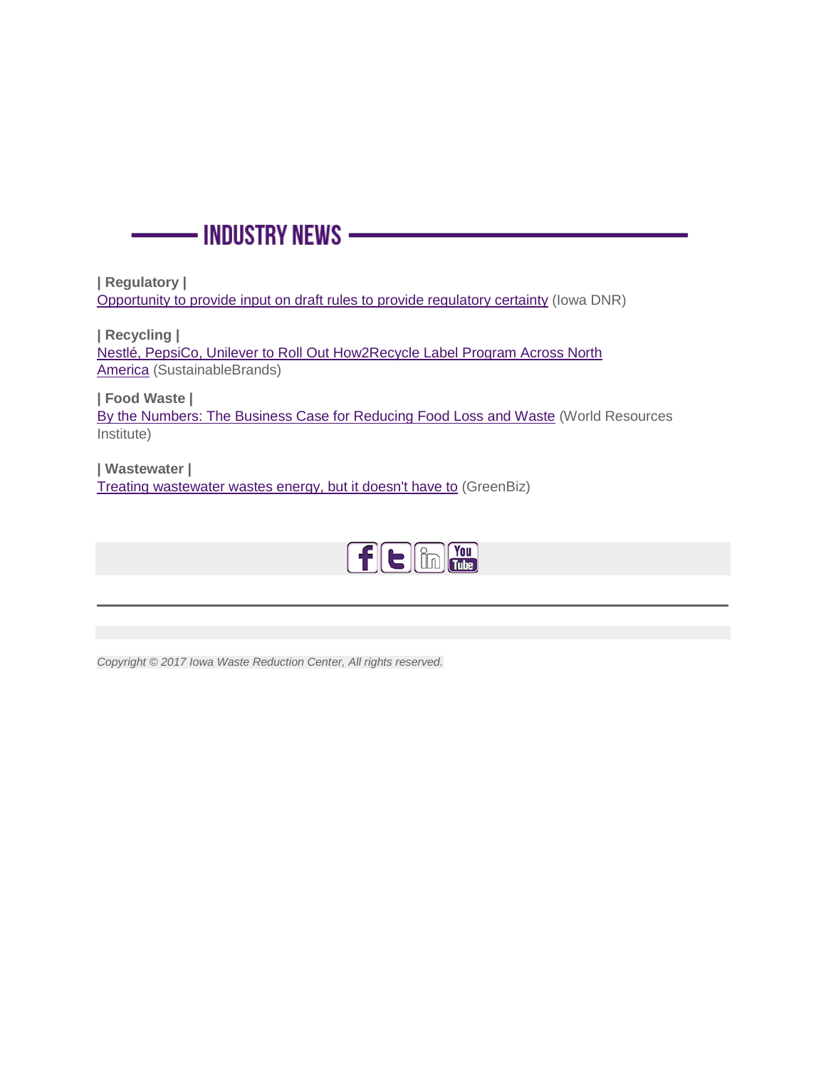## INDUSTRY NEWS

**| Regulatory |**
Opportunity to provide input on draft rules to provide regulatory certainty (Iowa DNR)

**| Recycling |**
Nestlé, PepsiCo, Unilever to Roll Out How2Recycle Label Program Across North America (SustainableBrands)

**| Food Waste |**
By the Numbers: The Business Case for Reducing Food Loss and Waste (World Resources Institute)

**| Wastewater |**
Treating wastewater wastes energy, but it doesn't have to (GreenBiz)

*Copyright © 2017 Iowa Waste Reduction Center, All rights reserved.*